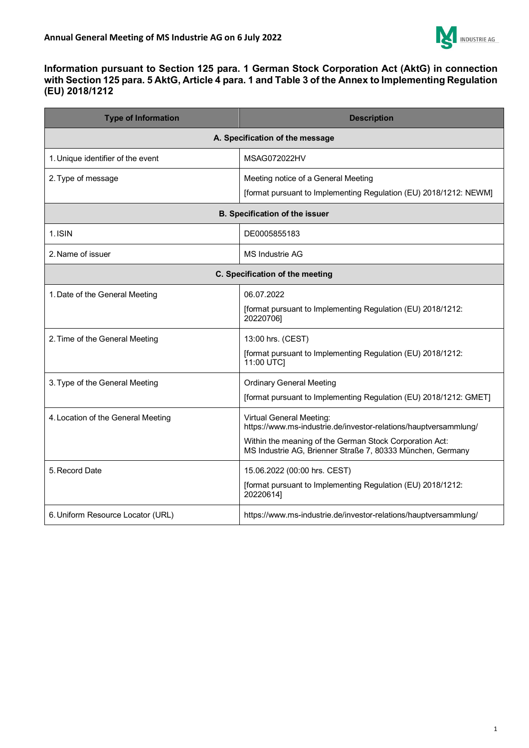**Annual General Meeting of MS Industrie AG on 6 July 2022**

## Information pursuant to Section 125 para. 1 German Stock Corporation Act (AktG) in connection with Section 125 para. 5 AktG, Article 4 para. 1 and Table 3 of the Annex to Implementing Regulation (EU) 2018/1212

| Type of Information | Description |
|---|---|
| **A. Specification of the message** | |
| 1. Unique identifier of the event | MSAG072022HV |
| 2. Type of message | Meeting notice of a General Meeting<br>[format pursuant to Implementing Regulation (EU) 2018/1212: NEWM] |
| **B. Specification of the issuer** | |
| 1. ISIN | DE0005855183 |
| 2. Name of issuer | MS Industrie AG |
| **C. Specification of the meeting** | |
| 1. Date of the General Meeting | 06.07.2022<br>[format pursuant to Implementing Regulation (EU) 2018/1212: 20220706] |
| 2. Time of the General Meeting | 13:00 hrs. (CEST)<br>[format pursuant to Implementing Regulation (EU) 2018/1212: 11:00 UTC] |
| 3. Type of the General Meeting | Ordinary General Meeting<br>[format pursuant to Implementing Regulation (EU) 2018/1212: GMET] |
| 4. Location of the General Meeting | Virtual General Meeting: https://www.ms-industrie.de/investor-relations/hauptversammlung/<br>Within the meaning of the German Stock Corporation Act: MS Industrie AG, Brienner Straße 7, 80333 München, Germany |
| 5. Record Date | 15.06.2022 (00:00 hrs. CEST)<br>[format pursuant to Implementing Regulation (EU) 2018/1212: 20220614] |
| 6. Uniform Resource Locator (URL) | https://www.ms-industrie.de/investor-relations/hauptversammlung/ |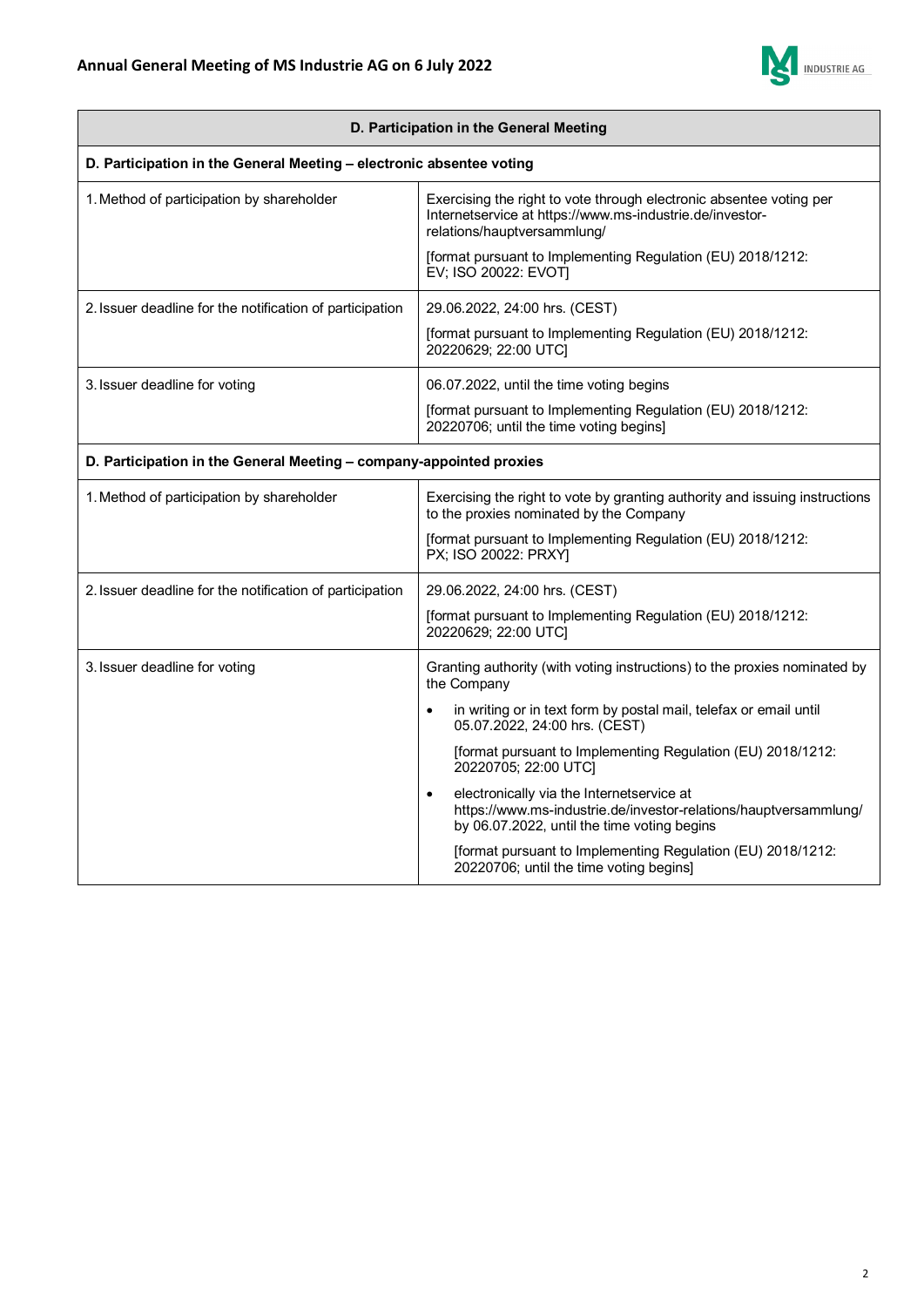| D. Participation in the General Meeting | |
|---|---|
| **D. Participation in the General Meeting – electronic absentee voting** | |
| 1. Method of participation by shareholder | Exercising the right to vote through electronic absentee voting per Internetservice at https://www.ms-industrie.de/investor-relations/hauptversammlung/<br><br>[format pursuant to Implementing Regulation (EU) 2018/1212: EV; ISO 20022: EVOT] |
| 2. Issuer deadline for the notification of participation | 29.06.2022, 24:00 hrs. (CEST)<br><br>[format pursuant to Implementing Regulation (EU) 2018/1212: 20220629; 22:00 UTC] |
| 3. Issuer deadline for voting | 06.07.2022, until the time voting begins<br><br>[format pursuant to Implementing Regulation (EU) 2018/1212: 20220706; until the time voting begins] |
| **D. Participation in the General Meeting – company-appointed proxies** | |
| 1. Method of participation by shareholder | Exercising the right to vote by granting authority and issuing instructions to the proxies nominated by the Company<br><br>[format pursuant to Implementing Regulation (EU) 2018/1212: PX; ISO 20022: PRXY] |
| 2. Issuer deadline for the notification of participation | 29.06.2022, 24:00 hrs. (CEST)<br><br>[format pursuant to Implementing Regulation (EU) 2018/1212: 20220629; 22:00 UTC] |
| 3. Issuer deadline for voting | Granting authority (with voting instructions) to the proxies nominated by the Company<br><br>• in writing or in text form by postal mail, telefax or email until 05.07.2022, 24:00 hrs. (CEST)<br><br>[format pursuant to Implementing Regulation (EU) 2018/1212: 20220705; 22:00 UTC]<br><br>• electronically via the Internetservice at https://www.ms-industrie.de/investor-relations/hauptversammlung/ by 06.07.2022, until the time voting begins<br><br>[format pursuant to Implementing Regulation (EU) 2018/1212: 20220706; until the time voting begins] |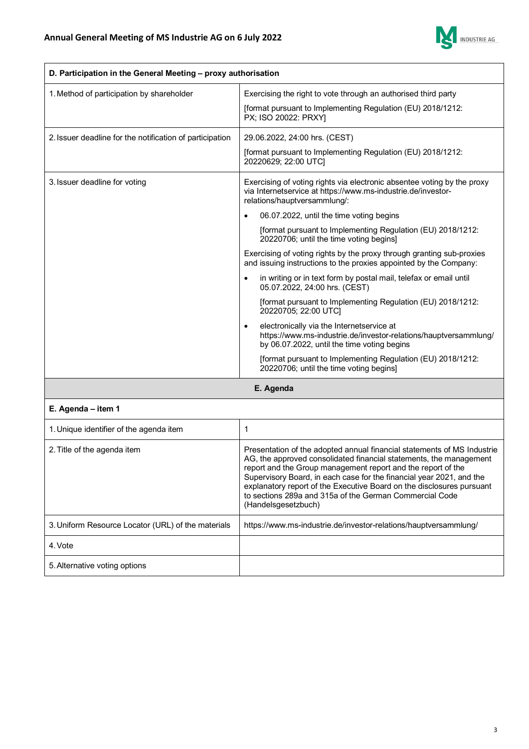| D. Participation in the General Meeting – proxy authorisation | |
|---|---|
| 1. Method of participation by shareholder | Exercising the right to vote through an authorised third party<br><br>[format pursuant to Implementing Regulation (EU) 2018/1212: PX; ISO 20022: PRXY] |
| 2. Issuer deadline for the notification of participation | 29.06.2022, 24:00 hrs. (CEST)<br><br>[format pursuant to Implementing Regulation (EU) 2018/1212: 20220629; 22:00 UTC] |
| 3. Issuer deadline for voting | Exercising of voting rights via electronic absentee voting by the proxy via Internetservice at https://www.ms-industrie.de/investor-relations/hauptversammlung/:<br><br>• 06.07.2022, until the time voting begins<br><br>[format pursuant to Implementing Regulation (EU) 2018/1212: 20220706; until the time voting begins]<br><br>Exercising of voting rights by the proxy through granting sub-proxies and issuing instructions to the proxies appointed by the Company:<br><br>• in writing or in text form by postal mail, telefax or email until 05.07.2022, 24:00 hrs. (CEST)<br><br>[format pursuant to Implementing Regulation (EU) 2018/1212: 20220705; 22:00 UTC]<br><br>• electronically via the Internetservice at https://www.ms-industrie.de/investor-relations/hauptversammlung/ by 06.07.2022, until the time voting begins<br><br>[format pursuant to Implementing Regulation (EU) 2018/1212: 20220706; until the time voting begins] |

**E. Agenda**

| E. Agenda – item 1 | |
|---|---|
| 1. Unique identifier of the agenda item | 1 |
| 2. Title of the agenda item | Presentation of the adopted annual financial statements of MS Industrie AG, the approved consolidated financial statements, the management report and the Group management report and the report of the Supervisory Board, in each case for the financial year 2021, and the explanatory report of the Executive Board on the disclosures pursuant to sections 289a and 315a of the German Commercial Code (Handelsgesetzbuch) |
| 3. Uniform Resource Locator (URL) of the materials | https://www.ms-industrie.de/investor-relations/hauptversammlung/ |
| 4. Vote | |
| 5. Alternative voting options | |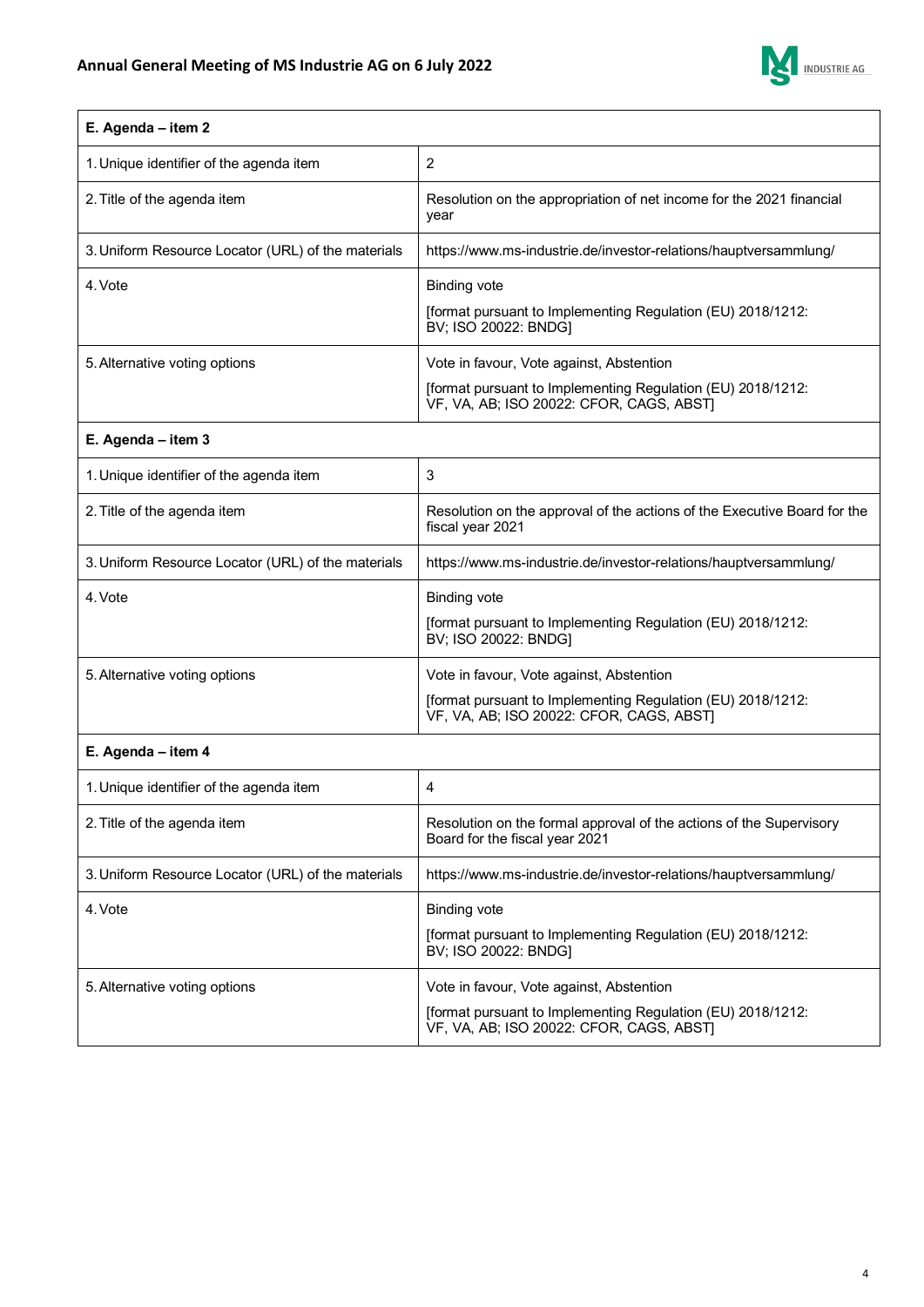| E. Agenda – item 2 | |
|---|---|
| 1. Unique identifier of the agenda item | 2 |
| 2. Title of the agenda item | Resolution on the appropriation of net income for the 2021 financial year |
| 3. Uniform Resource Locator (URL) of the materials | https://www.ms-industrie.de/investor-relations/hauptversammlung/ |
| 4. Vote | Binding vote<br>[format pursuant to Implementing Regulation (EU) 2018/1212: BV; ISO 20022: BNDG] |
| 5. Alternative voting options | Vote in favour, Vote against, Abstention<br>[format pursuant to Implementing Regulation (EU) 2018/1212: VF, VA, AB; ISO 20022: CFOR, CAGS, ABST] |

| E. Agenda – item 3 | |
|---|---|
| 1. Unique identifier of the agenda item | 3 |
| 2. Title of the agenda item | Resolution on the approval of the actions of the Executive Board for the fiscal year 2021 |
| 3. Uniform Resource Locator (URL) of the materials | https://www.ms-industrie.de/investor-relations/hauptversammlung/ |
| 4. Vote | Binding vote<br>[format pursuant to Implementing Regulation (EU) 2018/1212: BV; ISO 20022: BNDG] |
| 5. Alternative voting options | Vote in favour, Vote against, Abstention<br>[format pursuant to Implementing Regulation (EU) 2018/1212: VF, VA, AB; ISO 20022: CFOR, CAGS, ABST] |

| E. Agenda – item 4 | |
|---|---|
| 1. Unique identifier of the agenda item | 4 |
| 2. Title of the agenda item | Resolution on the formal approval of the actions of the Supervisory Board for the fiscal year 2021 |
| 3. Uniform Resource Locator (URL) of the materials | https://www.ms-industrie.de/investor-relations/hauptversammlung/ |
| 4. Vote | Binding vote<br>[format pursuant to Implementing Regulation (EU) 2018/1212: BV; ISO 20022: BNDG] |
| 5. Alternative voting options | Vote in favour, Vote against, Abstention<br>[format pursuant to Implementing Regulation (EU) 2018/1212: VF, VA, AB; ISO 20022: CFOR, CAGS, ABST] |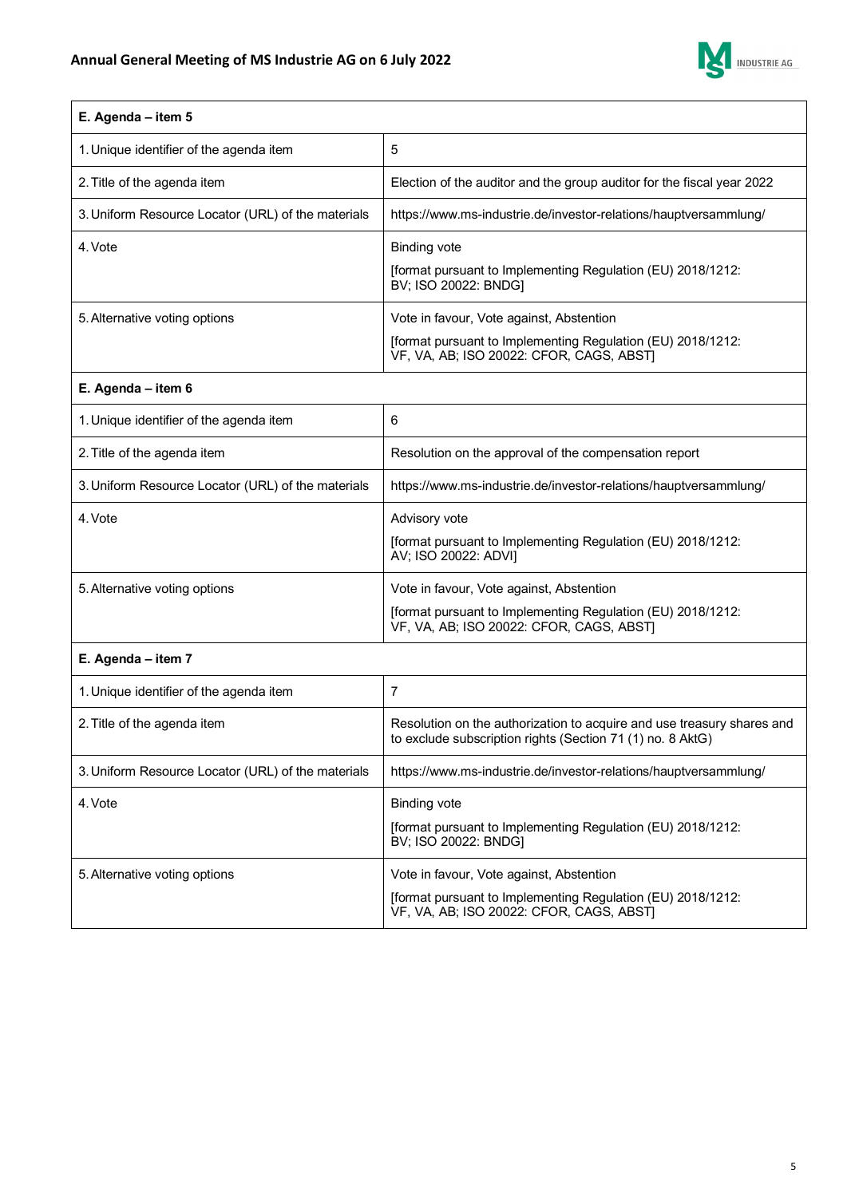| E. Agenda – item 5 | |
|---|---|
| 1. Unique identifier of the agenda item | 5 |
| 2. Title of the agenda item | Election of the auditor and the group auditor for the fiscal year 2022 |
| 3. Uniform Resource Locator (URL) of the materials | https://www.ms-industrie.de/investor-relations/hauptversammlung/ |
| 4. Vote | Binding vote<br><br>[format pursuant to Implementing Regulation (EU) 2018/1212: BV; ISO 20022: BNDG] |
| 5. Alternative voting options | Vote in favour, Vote against, Abstention<br><br>[format pursuant to Implementing Regulation (EU) 2018/1212: VF, VA, AB; ISO 20022: CFOR, CAGS, ABST] |

| E. Agenda – item 6 | |
|---|---|
| 1. Unique identifier of the agenda item | 6 |
| 2. Title of the agenda item | Resolution on the approval of the compensation report |
| 3. Uniform Resource Locator (URL) of the materials | https://www.ms-industrie.de/investor-relations/hauptversammlung/ |
| 4. Vote | Advisory vote<br><br>[format pursuant to Implementing Regulation (EU) 2018/1212: AV; ISO 20022: ADVI] |
| 5. Alternative voting options | Vote in favour, Vote against, Abstention<br><br>[format pursuant to Implementing Regulation (EU) 2018/1212: VF, VA, AB; ISO 20022: CFOR, CAGS, ABST] |

| E. Agenda – item 7 | |
|---|---|
| 1. Unique identifier of the agenda item | 7 |
| 2. Title of the agenda item | Resolution on the authorization to acquire and use treasury shares and to exclude subscription rights (Section 71 (1) no. 8 AktG) |
| 3. Uniform Resource Locator (URL) of the materials | https://www.ms-industrie.de/investor-relations/hauptversammlung/ |
| 4. Vote | Binding vote<br><br>[format pursuant to Implementing Regulation (EU) 2018/1212: BV; ISO 20022: BNDG] |
| 5. Alternative voting options | Vote in favour, Vote against, Abstention<br><br>[format pursuant to Implementing Regulation (EU) 2018/1212: VF, VA, AB; ISO 20022: CFOR, CAGS, ABST] |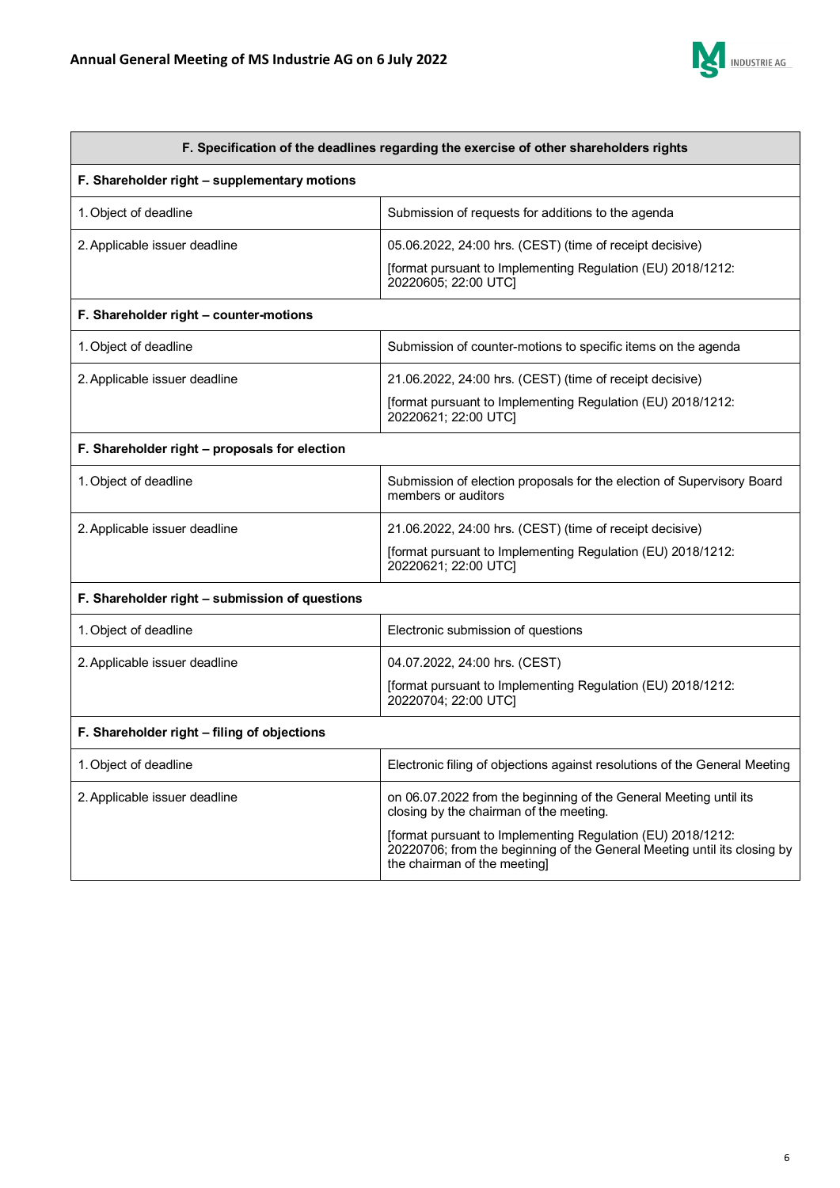| F. Specification of the deadlines regarding the exercise of other shareholders rights | |
|---|---|
| **F. Shareholder right – supplementary motions** | |
| 1. Object of deadline | Submission of requests for additions to the agenda |
| 2. Applicable issuer deadline | 05.06.2022, 24:00 hrs. (CEST) (time of receipt decisive)<br>[format pursuant to Implementing Regulation (EU) 2018/1212: 20220605; 22:00 UTC] |
| **F. Shareholder right – counter-motions** | |
| 1. Object of deadline | Submission of counter-motions to specific items on the agenda |
| 2. Applicable issuer deadline | 21.06.2022, 24:00 hrs. (CEST) (time of receipt decisive)<br>[format pursuant to Implementing Regulation (EU) 2018/1212: 20220621; 22:00 UTC] |
| **F. Shareholder right – proposals for election** | |
| 1. Object of deadline | Submission of election proposals for the election of Supervisory Board members or auditors |
| 2. Applicable issuer deadline | 21.06.2022, 24:00 hrs. (CEST) (time of receipt decisive)<br>[format pursuant to Implementing Regulation (EU) 2018/1212: 20220621; 22:00 UTC] |
| **F. Shareholder right – submission of questions** | |
| 1. Object of deadline | Electronic submission of questions |
| 2. Applicable issuer deadline | 04.07.2022, 24:00 hrs. (CEST)<br>[format pursuant to Implementing Regulation (EU) 2018/1212: 20220704; 22:00 UTC] |
| **F. Shareholder right – filing of objections** | |
| 1. Object of deadline | Electronic filing of objections against resolutions of the General Meeting |
| 2. Applicable issuer deadline | on 06.07.2022 from the beginning of the General Meeting until its closing by the chairman of the meeting.<br>[format pursuant to Implementing Regulation (EU) 2018/1212: 20220706; from the beginning of the General Meeting until its closing by the chairman of the meeting] |